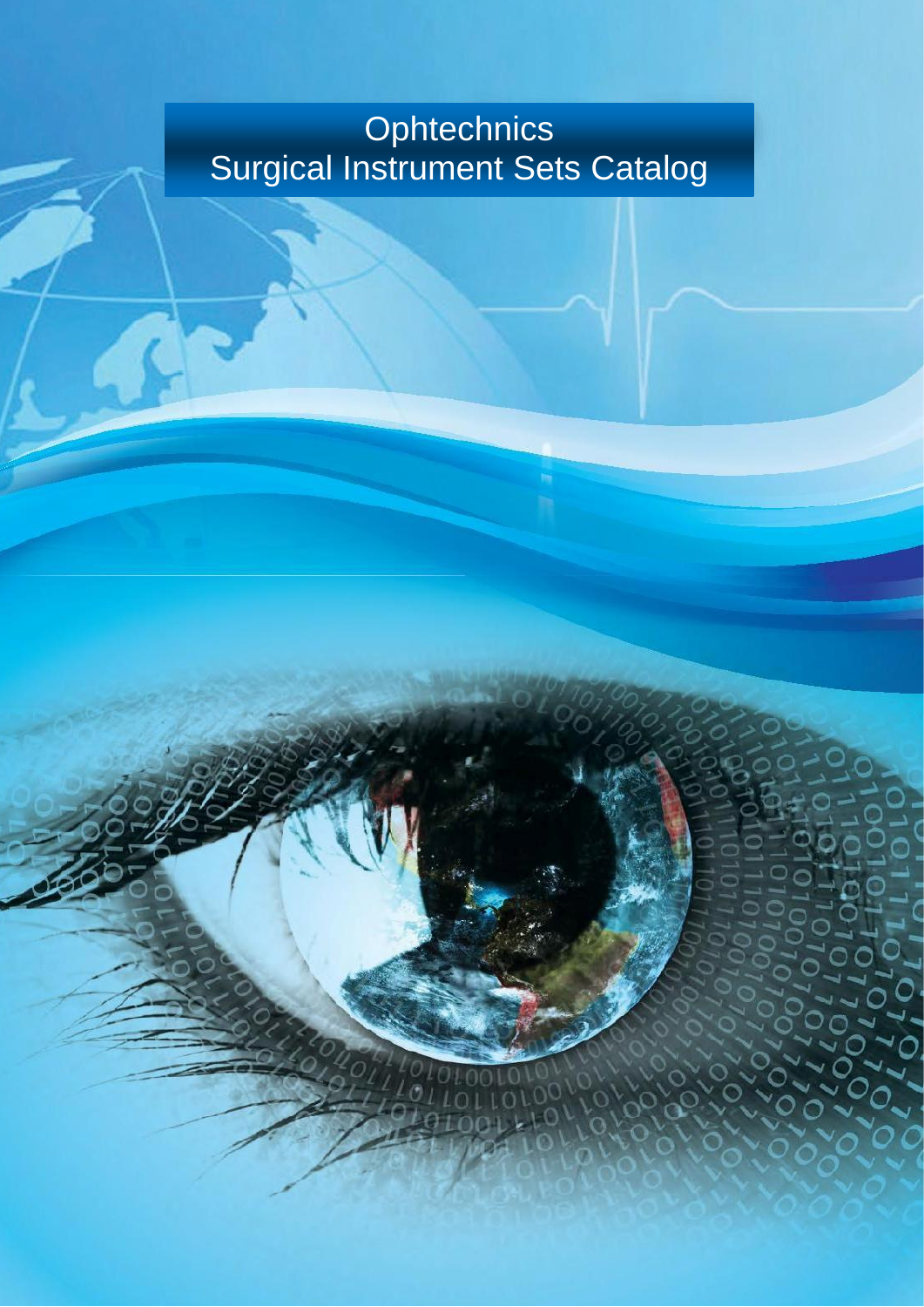# Ophtechnics
# Surgical Instrument Sets Catalog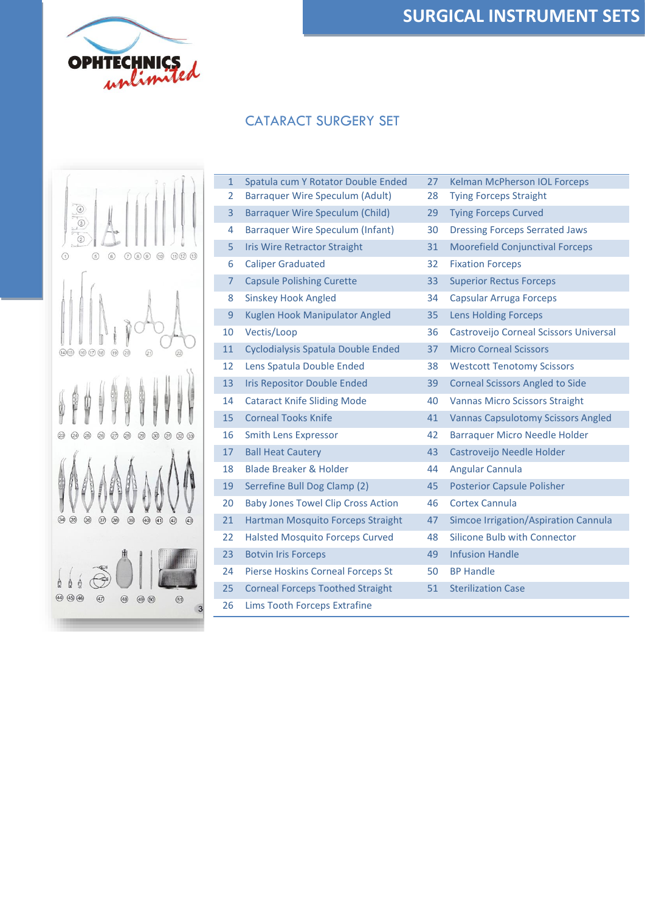# SURGICAL INSTRUMENT SETS

## CATARACT SURGERY SET

| No. | Instrument | No. | Instrument |
|---|---|---|---|
| 1 | Spatula cum Y Rotator Double Ended | 27 | Kelman McPherson IOL Forceps |
| 2 | Barraquer Wire Speculum (Adult) | 28 | Tying Forceps Straight |
| 3 | Barraquer Wire Speculum (Child) | 29 | Tying Forceps Curved |
| 4 | Barraquer Wire Speculum (Infant) | 30 | Dressing Forceps Serrated Jaws |
| 5 | Iris Wire Retractor Straight | 31 | Moorefield Conjunctival Forceps |
| 6 | Caliper Graduated | 32 | Fixation Forceps |
| 7 | Capsule Polishing Curette | 33 | Superior Rectus Forceps |
| 8 | Sinskey Hook Angled | 34 | Capsular Arruga Forceps |
| 9 | Kuglen Hook Manipulator Angled | 35 | Lens Holding Forceps |
| 10 | Vectis/Loop | 36 | Castroveijo Corneal Scissors Universal |
| 11 | Cyclodialysis Spatula Double Ended | 37 | Micro Corneal Scissors |
| 12 | Lens Spatula Double Ended | 38 | Westcott Tenotomy Scissors |
| 13 | Iris Repositor Double Ended | 39 | Corneal Scissors Angled to Side |
| 14 | Cataract Knife Sliding Mode | 40 | Vannas Micro Scissors Straight |
| 15 | Corneal Tooks Knife | 41 | Vannas Capsulotomy Scissors Angled |
| 16 | Smith Lens Expressor | 42 | Barraquer Micro Needle Holder |
| 17 | Ball Heat Cautery | 43 | Castroveijo Needle Holder |
| 18 | Blade Breaker & Holder | 44 | Angular Cannula |
| 19 | Serrefine Bull Dog Clamp (2) | 45 | Posterior Capsule Polisher |
| 20 | Baby Jones Towel Clip Cross Action | 46 | Cortex Cannula |
| 21 | Hartman Mosquito Forceps Straight | 47 | Simcoe Irrigation/Aspiration Cannula |
| 22 | Halsted Mosquito Forceps Curved | 48 | Silicone Bulb with Connector |
| 23 | Botvin Iris Forceps | 49 | Infusion Handle |
| 24 | Pierse Hoskins Corneal Forceps St | 50 | BP Handle |
| 25 | Corneal Forceps Toothed Straight | 51 | Sterilization Case |
| 26 | Lims Tooth Forceps Extrafine | | |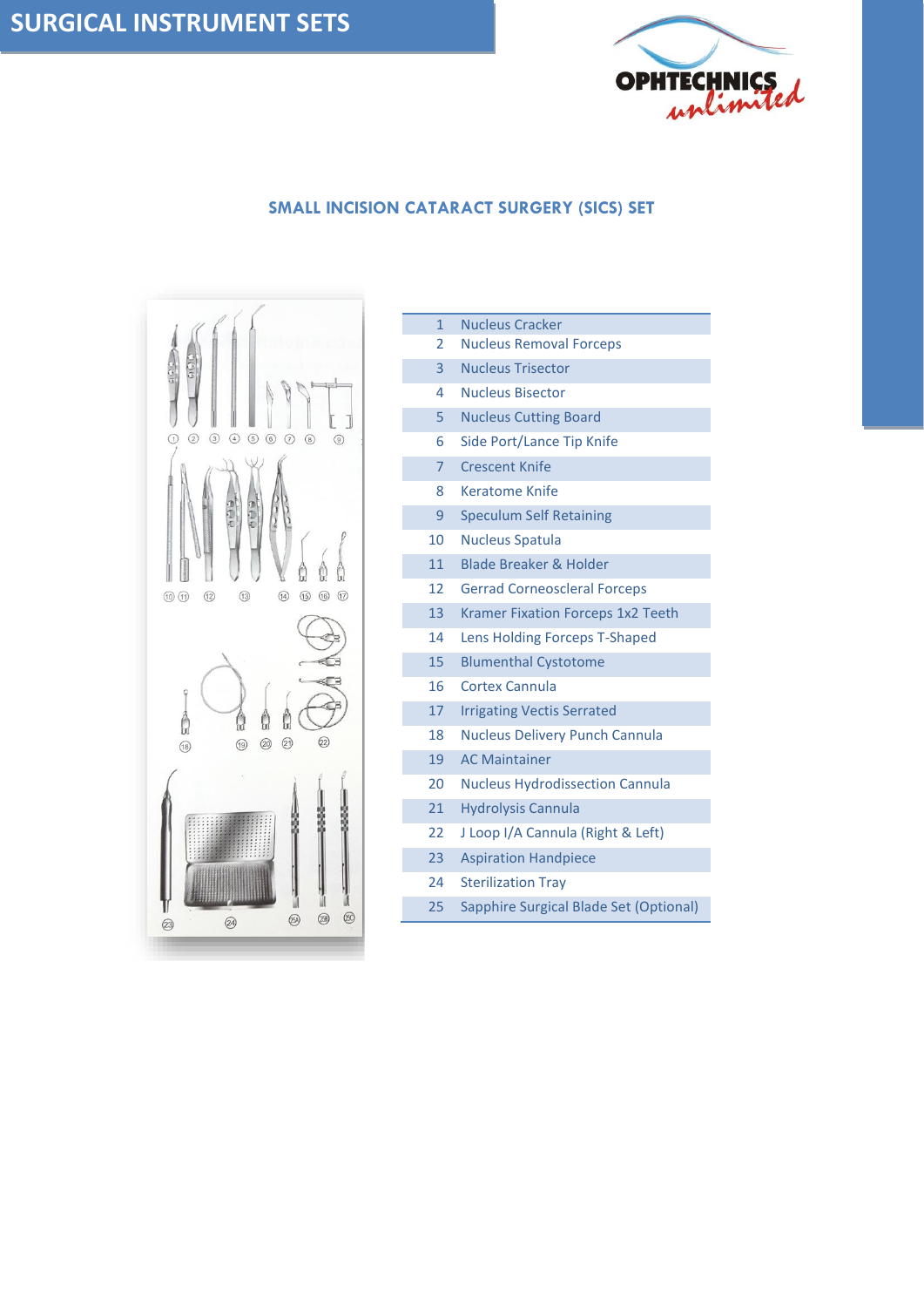# SURGICAL INSTRUMENT SETS

## SMALL INCISION CATARACT SURGERY (SICS) SET

| | |
|---|---|
| 1 | Nucleus Cracker |
| 2 | Nucleus Removal Forceps |
| 3 | Nucleus Trisector |
| 4 | Nucleus Bisector |
| 5 | Nucleus Cutting Board |
| 6 | Side Port/Lance Tip Knife |
| 7 | Crescent Knife |
| 8 | Keratome Knife |
| 9 | Speculum Self Retaining |
| 10 | Nucleus Spatula |
| 11 | Blade Breaker & Holder |
| 12 | Gerrad Corneoscleral Forceps |
| 13 | Kramer Fixation Forceps 1x2 Teeth |
| 14 | Lens Holding Forceps T-Shaped |
| 15 | Blumenthal Cystotome |
| 16 | Cortex Cannula |
| 17 | Irrigating Vectis Serrated |
| 18 | Nucleus Delivery Punch Cannula |
| 19 | AC Maintainer |
| 20 | Nucleus Hydrodissection Cannula |
| 21 | Hydrolysis Cannula |
| 22 | J Loop I/A Cannula (Right & Left) |
| 23 | Aspiration Handpiece |
| 24 | Sterilization Tray |
| 25 | Sapphire Surgical Blade Set (Optional) |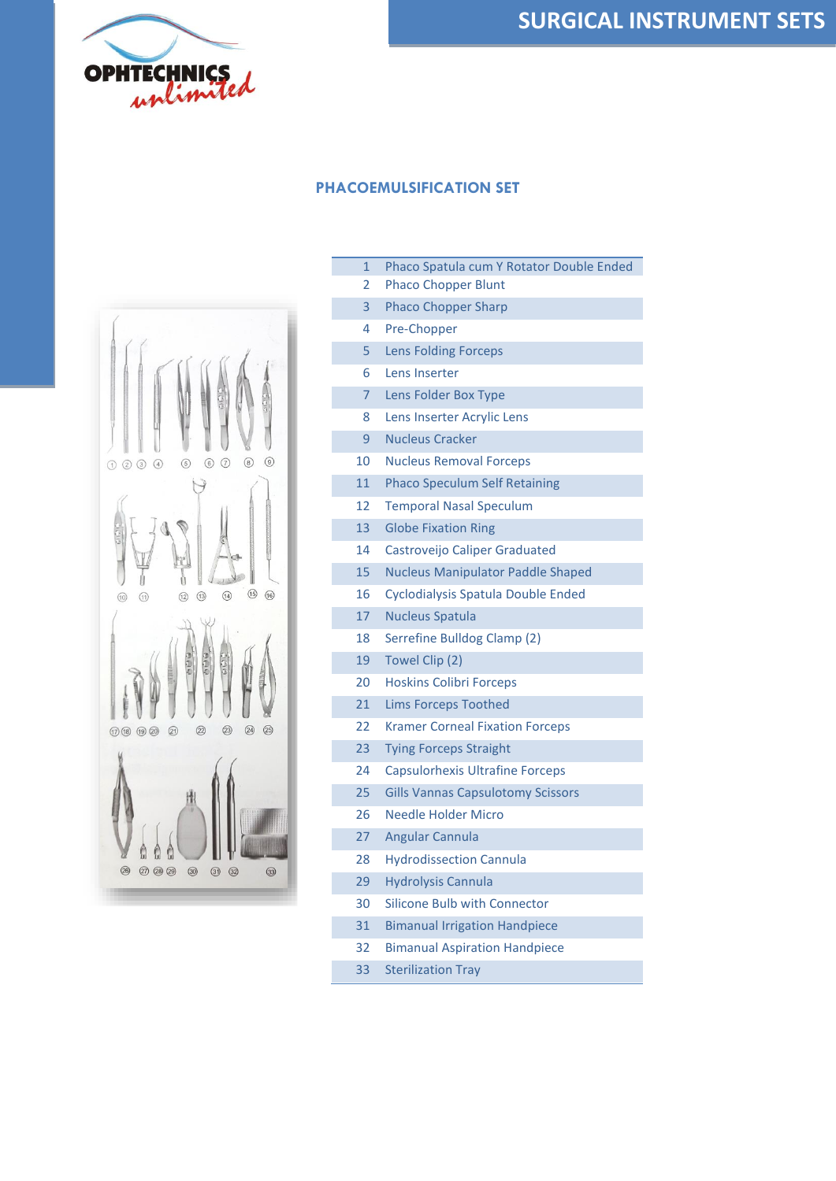# SURGICAL INSTRUMENT SETS

## PHACOEMULSIFICATION SET

| | |
|---|---|
| 1 | Phaco Spatula cum Y Rotator Double Ended |
| 2 | Phaco Chopper Blunt |
| 3 | Phaco Chopper Sharp |
| 4 | Pre-Chopper |
| 5 | Lens Folding Forceps |
| 6 | Lens Inserter |
| 7 | Lens Folder Box Type |
| 8 | Lens Inserter Acrylic Lens |
| 9 | Nucleus Cracker |
| 10 | Nucleus Removal Forceps |
| 11 | Phaco Speculum Self Retaining |
| 12 | Temporal Nasal Speculum |
| 13 | Globe Fixation Ring |
| 14 | Castroveijo Caliper Graduated |
| 15 | Nucleus Manipulator Paddle Shaped |
| 16 | Cyclodialysis Spatula Double Ended |
| 17 | Nucleus Spatula |
| 18 | Serrefine Bulldog Clamp (2) |
| 19 | Towel Clip (2) |
| 20 | Hoskins Colibri Forceps |
| 21 | Lims Forceps Toothed |
| 22 | Kramer Corneal Fixation Forceps |
| 23 | Tying Forceps Straight |
| 24 | Capsulorhexis Ultrafine Forceps |
| 25 | Gills Vannas Capsulotomy Scissors |
| 26 | Needle Holder Micro |
| 27 | Angular Cannula |
| 28 | Hydrodissection Cannula |
| 29 | Hydrolysis Cannula |
| 30 | Silicone Bulb with Connector |
| 31 | Bimanual Irrigation Handpiece |
| 32 | Bimanual Aspiration Handpiece |
| 33 | Sterilization Tray |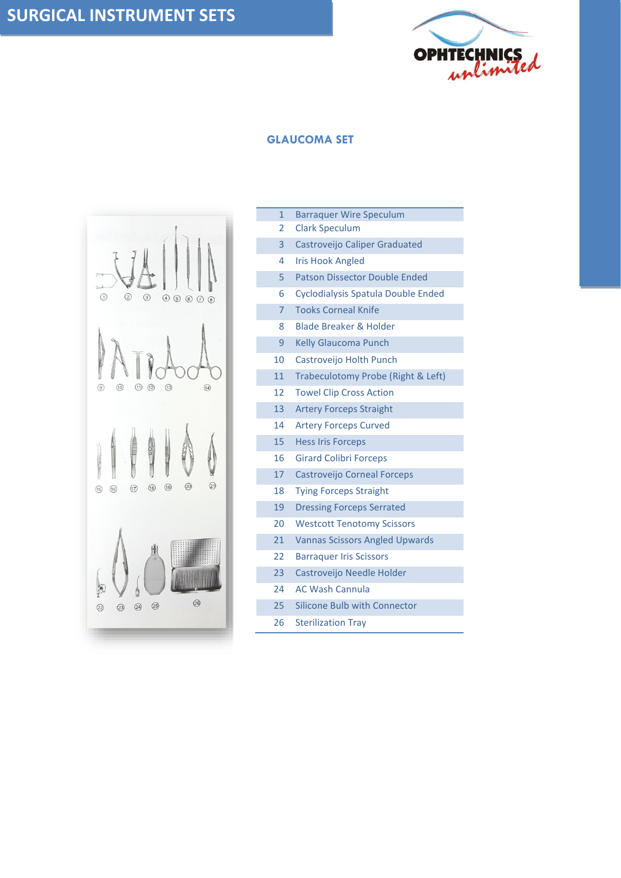# SURGICAL INSTRUMENT SETS

## GLAUCOMA SET

| | |
|---|---|
| 1 | Barraquer Wire Speculum |
| 2 | Clark Speculum |
| 3 | Castroveijo Caliper Graduated |
| 4 | Iris Hook Angled |
| 5 | Patson Dissector Double Ended |
| 6 | Cyclodialysis Spatula Double Ended |
| 7 | Tooks Corneal Knife |
| 8 | Blade Breaker & Holder |
| 9 | Kelly Glaucoma Punch |
| 10 | Castroveijo Holth Punch |
| 11 | Trabeculotomy Probe (Right & Left) |
| 12 | Towel Clip Cross Action |
| 13 | Artery Forceps Straight |
| 14 | Artery Forceps Curved |
| 15 | Hess Iris Forceps |
| 16 | Girard Colibri Forceps |
| 17 | Castroveijo Corneal Forceps |
| 18 | Tying Forceps Straight |
| 19 | Dressing Forceps Serrated |
| 20 | Westcott Tenotomy Scissors |
| 21 | Vannas Scissors Angled Upwards |
| 22 | Barraquer Iris Scissors |
| 23 | Castroveijo Needle Holder |
| 24 | AC Wash Cannula |
| 25 | Silicone Bulb with Connector |
| 26 | Sterilization Tray |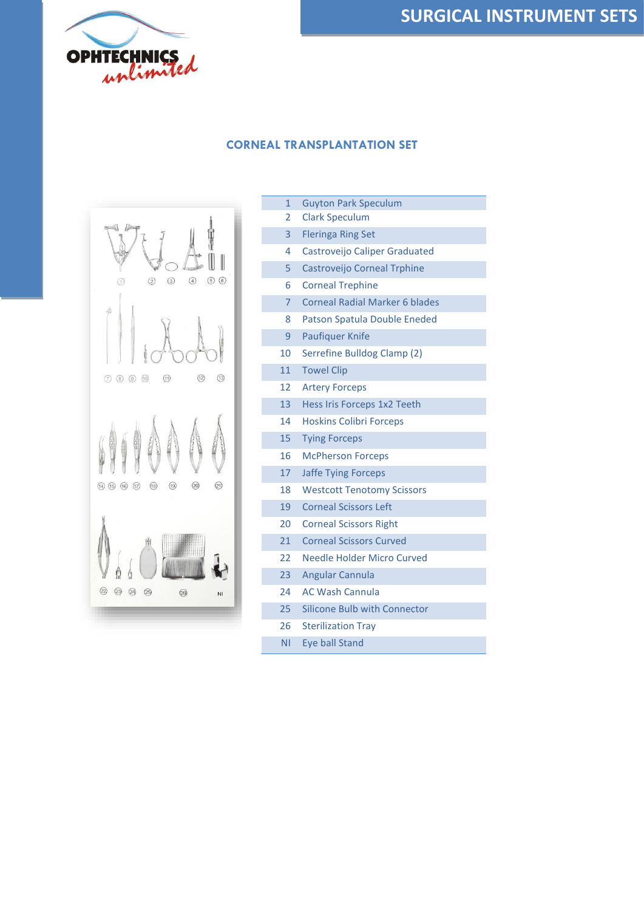# SURGICAL INSTRUMENT SETS

## CORNEAL TRANSPLANTATION SET

| | |
|---|---|
| 1 | Guyton Park Speculum |
| 2 | Clark Speculum |
| 3 | Fleringa Ring Set |
| 4 | Castroveijo Caliper Graduated |
| 5 | Castroveijo Corneal Trphine |
| 6 | Corneal Trephine |
| 7 | Corneal Radial Marker 6 blades |
| 8 | Patson Spatula Double Eneded |
| 9 | Paufiquer Knife |
| 10 | Serrefine Bulldog Clamp (2) |
| 11 | Towel Clip |
| 12 | Artery Forceps |
| 13 | Hess Iris Forceps 1x2 Teeth |
| 14 | Hoskins Colibri Forceps |
| 15 | Tying Forceps |
| 16 | McPherson Forceps |
| 17 | Jaffe Tying Forceps |
| 18 | Westcott Tenotomy Scissors |
| 19 | Corneal Scissors Left |
| 20 | Corneal Scissors Right |
| 21 | Corneal Scissors Curved |
| 22 | Needle Holder Micro Curved |
| 23 | Angular Cannula |
| 24 | AC Wash Cannula |
| 25 | Silicone Bulb with Connector |
| 26 | Sterilization Tray |
| NI | Eye ball Stand |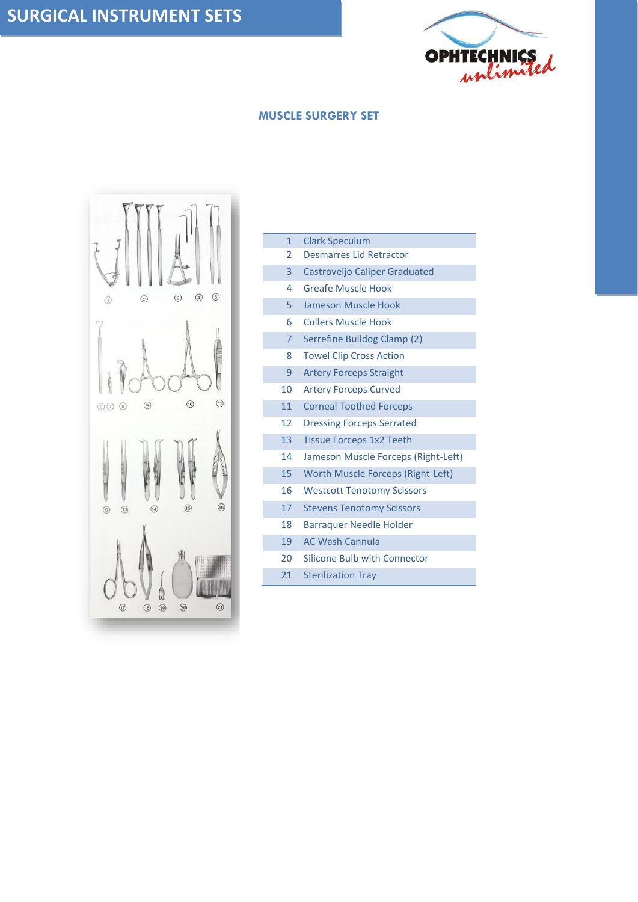# SURGICAL INSTRUMENT SETS

## MUSCLE SURGERY SET

| | |
|---|---|
| 1 | Clark Speculum |
| 2 | Desmarres Lid Retractor |
| 3 | Castroveijo Caliper Graduated |
| 4 | Greafe Muscle Hook |
| 5 | Jameson Muscle Hook |
| 6 | Cullers Muscle Hook |
| 7 | Serrefine Bulldog Clamp (2) |
| 8 | Towel Clip Cross Action |
| 9 | Artery Forceps Straight |
| 10 | Artery Forceps Curved |
| 11 | Corneal Toothed Forceps |
| 12 | Dressing Forceps Serrated |
| 13 | Tissue Forceps 1x2 Teeth |
| 14 | Jameson Muscle Forceps (Right-Left) |
| 15 | Worth Muscle Forceps (Right-Left) |
| 16 | Westcott Tenotomy Scissors |
| 17 | Stevens Tenotomy Scissors |
| 18 | Barraquer Needle Holder |
| 19 | AC Wash Cannula |
| 20 | Silicone Bulb with Connector |
| 21 | Sterilization Tray |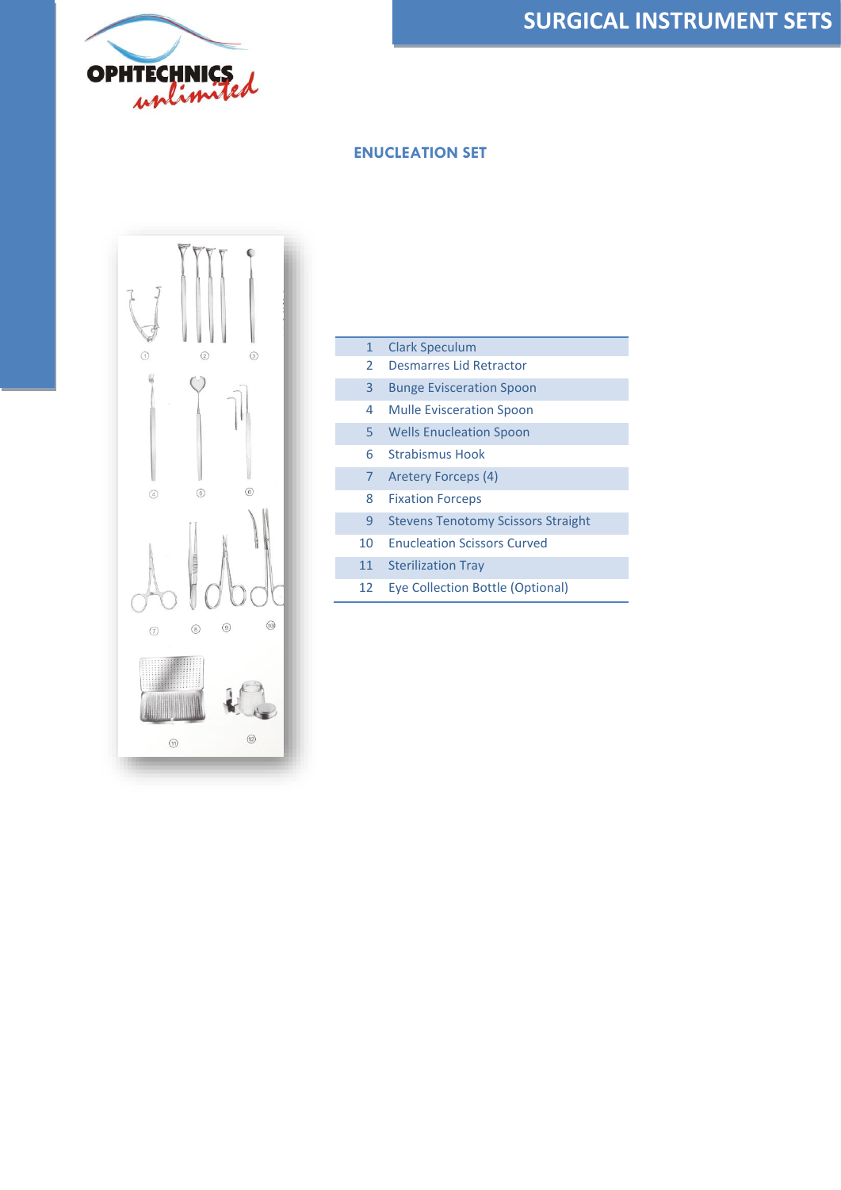# SURGICAL INSTRUMENT SETS

## ENUCLEATION SET

| | |
|---|---|
| 1 | Clark Speculum |
| 2 | Desmarres Lid Retractor |
| 3 | Bunge Evisceration Spoon |
| 4 | Mulle Evisceration Spoon |
| 5 | Wells Enucleation Spoon |
| 6 | Strabismus Hook |
| 7 | Aretery Forceps (4) |
| 8 | Fixation Forceps |
| 9 | Stevens Tenotomy Scissors Straight |
| 10 | Enucleation Scissors Curved |
| 11 | Sterilization Tray |
| 12 | Eye Collection Bottle (Optional) |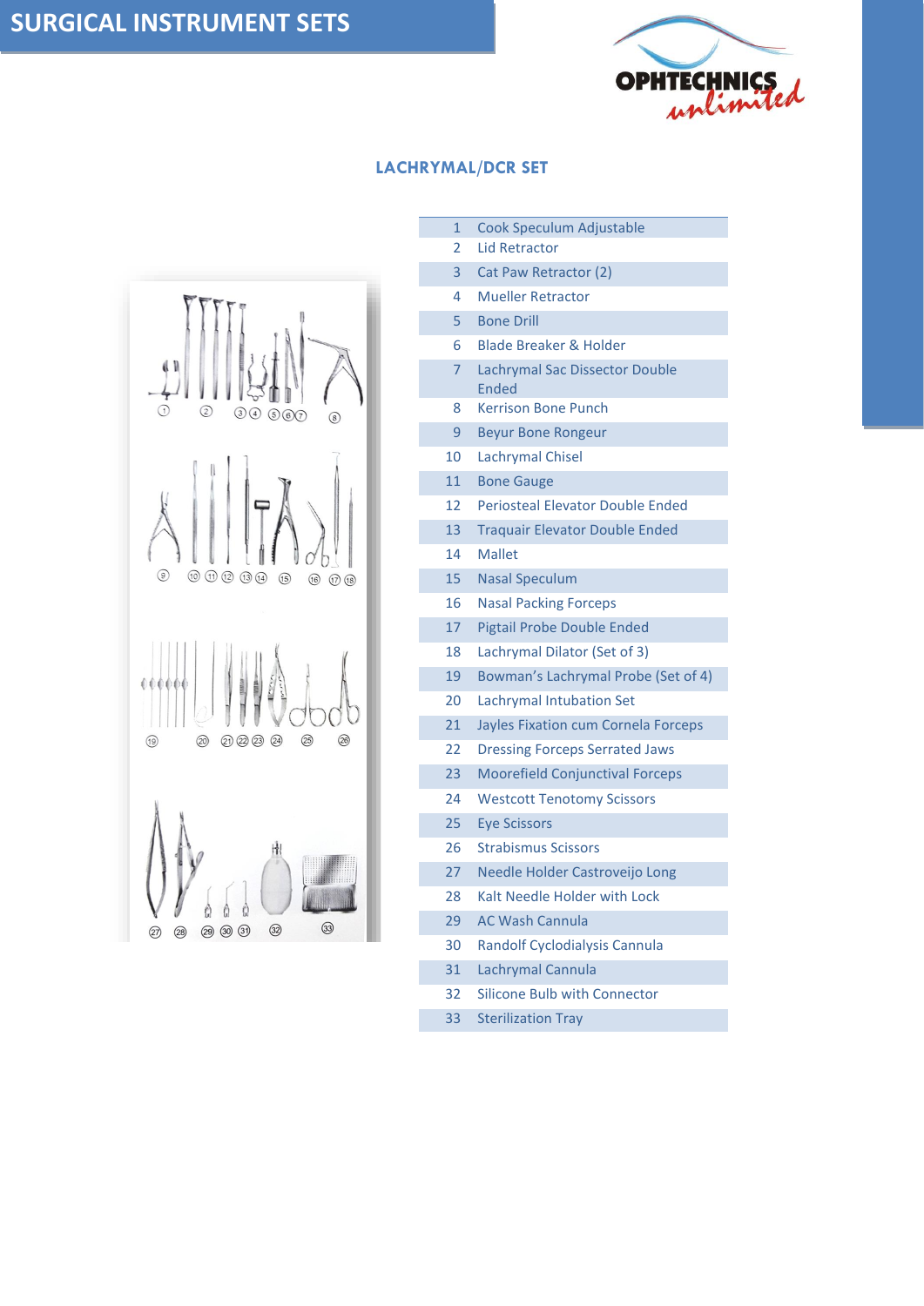## SURGICAL INSTRUMENT SETS

### LACHRYMAL/DCR SET

| | |
|---|---|
| 1 | Cook Speculum Adjustable |
| 2 | Lid Retractor |
| 3 | Cat Paw Retractor (2) |
| 4 | Mueller Retractor |
| 5 | Bone Drill |
| 6 | Blade Breaker & Holder |
| 7 | Lachrymal Sac Dissector Double Ended |
| 8 | Kerrison Bone Punch |
| 9 | Beyur Bone Rongeur |
| 10 | Lachrymal Chisel |
| 11 | Bone Gauge |
| 12 | Periosteal Elevator Double Ended |
| 13 | Traquair Elevator Double Ended |
| 14 | Mallet |
| 15 | Nasal Speculum |
| 16 | Nasal Packing Forceps |
| 17 | Pigtail Probe Double Ended |
| 18 | Lachrymal Dilator (Set of 3) |
| 19 | Bowman's Lachrymal Probe (Set of 4) |
| 20 | Lachrymal Intubation Set |
| 21 | Jayles Fixation cum Cornela Forceps |
| 22 | Dressing Forceps Serrated Jaws |
| 23 | Moorefield Conjunctival Forceps |
| 24 | Westcott Tenotomy Scissors |
| 25 | Eye Scissors |
| 26 | Strabismus Scissors |
| 27 | Needle Holder Castroveijo Long |
| 28 | Kalt Needle Holder with Lock |
| 29 | AC Wash Cannula |
| 30 | Randolf Cyclodialysis Cannula |
| 31 | Lachrymal Cannula |
| 32 | Silicone Bulb with Connector |
| 33 | Sterilization Tray |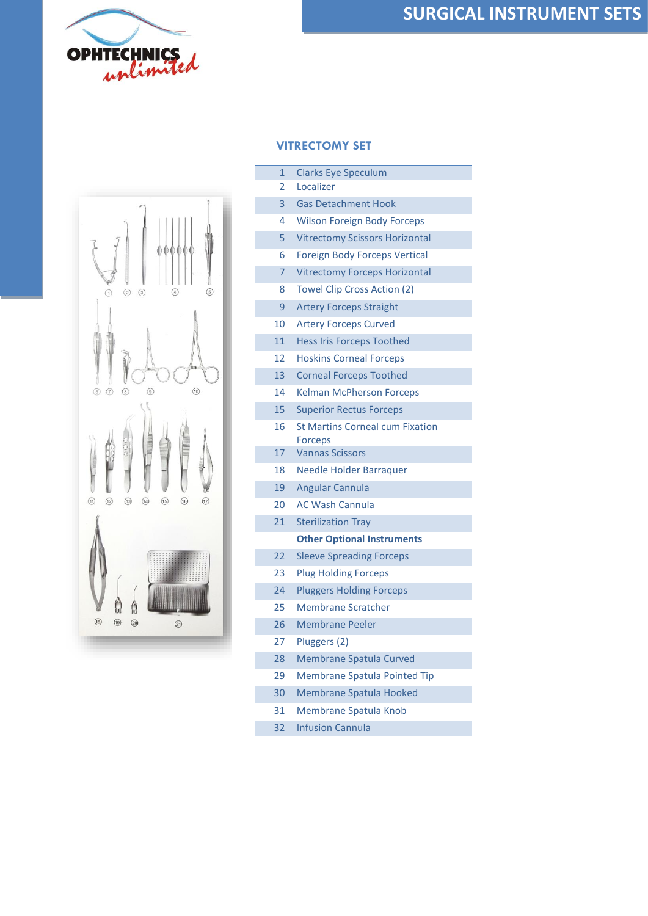# SURGICAL INSTRUMENT SETS

## VITRECTOMY SET

| | |
|---|---|
| 1 | Clarks Eye Speculum |
| 2 | Localizer |
| 3 | Gas Detachment Hook |
| 4 | Wilson Foreign Body Forceps |
| 5 | Vitrectomy Scissors Horizontal |
| 6 | Foreign Body Forceps Vertical |
| 7 | Vitrectomy Forceps Horizontal |
| 8 | Towel Clip Cross Action (2) |
| 9 | Artery Forceps Straight |
| 10 | Artery Forceps Curved |
| 11 | Hess Iris Forceps Toothed |
| 12 | Hoskins Corneal Forceps |
| 13 | Corneal Forceps Toothed |
| 14 | Kelman McPherson Forceps |
| 15 | Superior Rectus Forceps |
| 16 | St Martins Corneal cum Fixation Forceps |
| 17 | Vannas Scissors |
| 18 | Needle Holder Barraquer |
| 19 | Angular Cannula |
| 20 | AC Wash Cannula |
| 21 | Sterilization Tray |
| | **Other Optional Instruments** |
| 22 | Sleeve Spreading Forceps |
| 23 | Plug Holding Forceps |
| 24 | Pluggers Holding Forceps |
| 25 | Membrane Scratcher |
| 26 | Membrane Peeler |
| 27 | Pluggers (2) |
| 28 | Membrane Spatula Curved |
| 29 | Membrane Spatula Pointed Tip |
| 30 | Membrane Spatula Hooked |
| 31 | Membrane Spatula Knob |
| 32 | Infusion Cannula |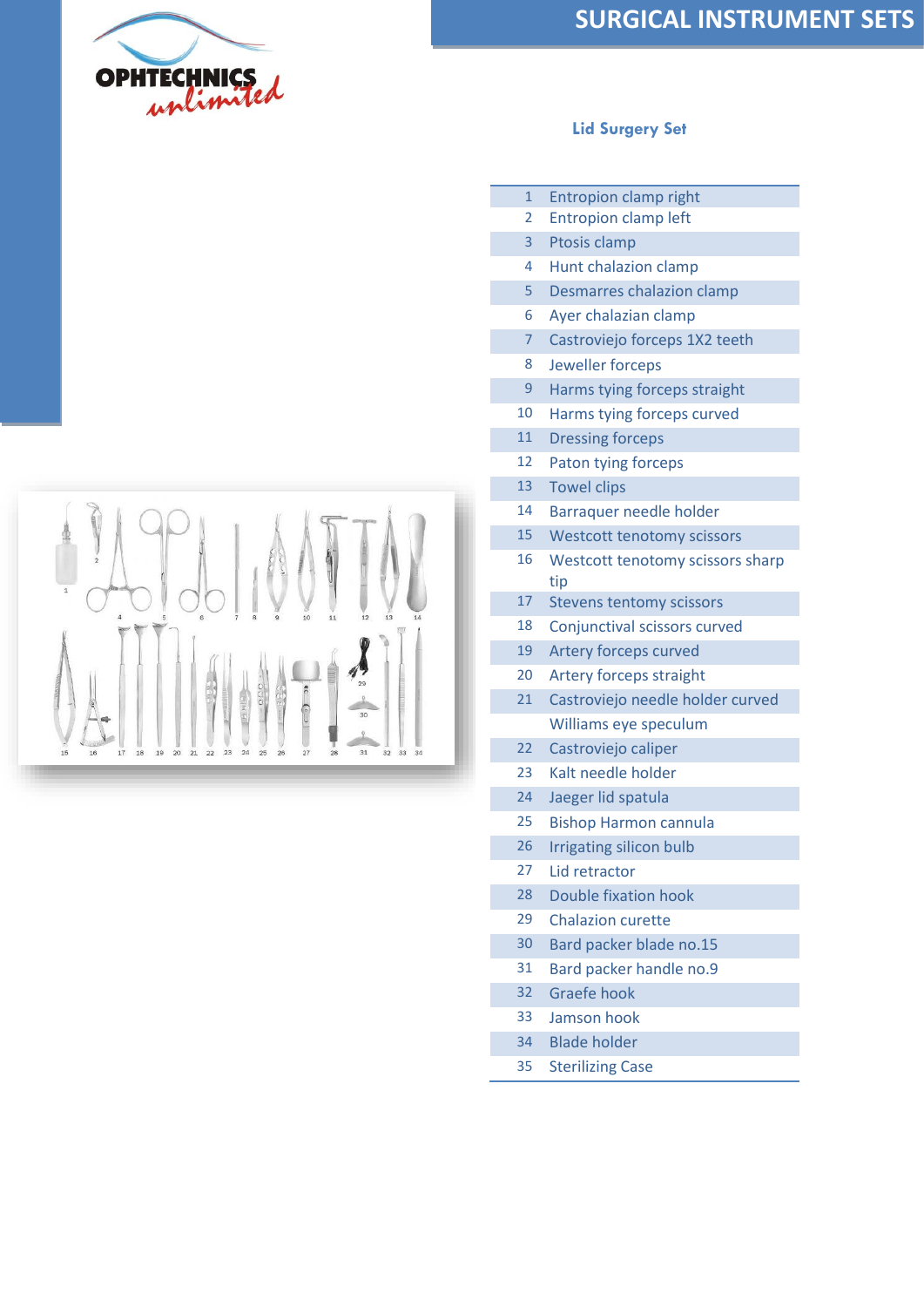# SURGICAL INSTRUMENT SETS

## Lid Surgery Set

| | |
|---|---|
| 1 | Entropion clamp right |
| 2 | Entropion clamp left |
| 3 | Ptosis clamp |
| 4 | Hunt chalazion clamp |
| 5 | Desmarres chalazion clamp |
| 6 | Ayer chalazian clamp |
| 7 | Castroviejo forceps 1X2 teeth |
| 8 | Jeweller forceps |
| 9 | Harms tying forceps straight |
| 10 | Harms tying forceps curved |
| 11 | Dressing forceps |
| 12 | Paton tying forceps |
| 13 | Towel clips |
| 14 | Barraquer needle holder |
| 15 | Westcott tenotomy scissors |
| 16 | Westcott tenotomy scissors sharp tip |
| 17 | Stevens tentomy scissors |
| 18 | Conjunctival scissors curved |
| 19 | Artery forceps curved |
| 20 | Artery forceps straight |
| 21 | Castroviejo needle holder curved |
| | Williams eye speculum |
| 22 | Castroviejo caliper |
| 23 | Kalt needle holder |
| 24 | Jaeger lid spatula |
| 25 | Bishop Harmon cannula |
| 26 | Irrigating silicon bulb |
| 27 | Lid retractor |
| 28 | Double fixation hook |
| 29 | Chalazion curette |
| 30 | Bard packer blade no.15 |
| 31 | Bard packer handle no.9 |
| 32 | Graefe hook |
| 33 | Jamson hook |
| 34 | Blade holder |
| 35 | Sterilizing Case |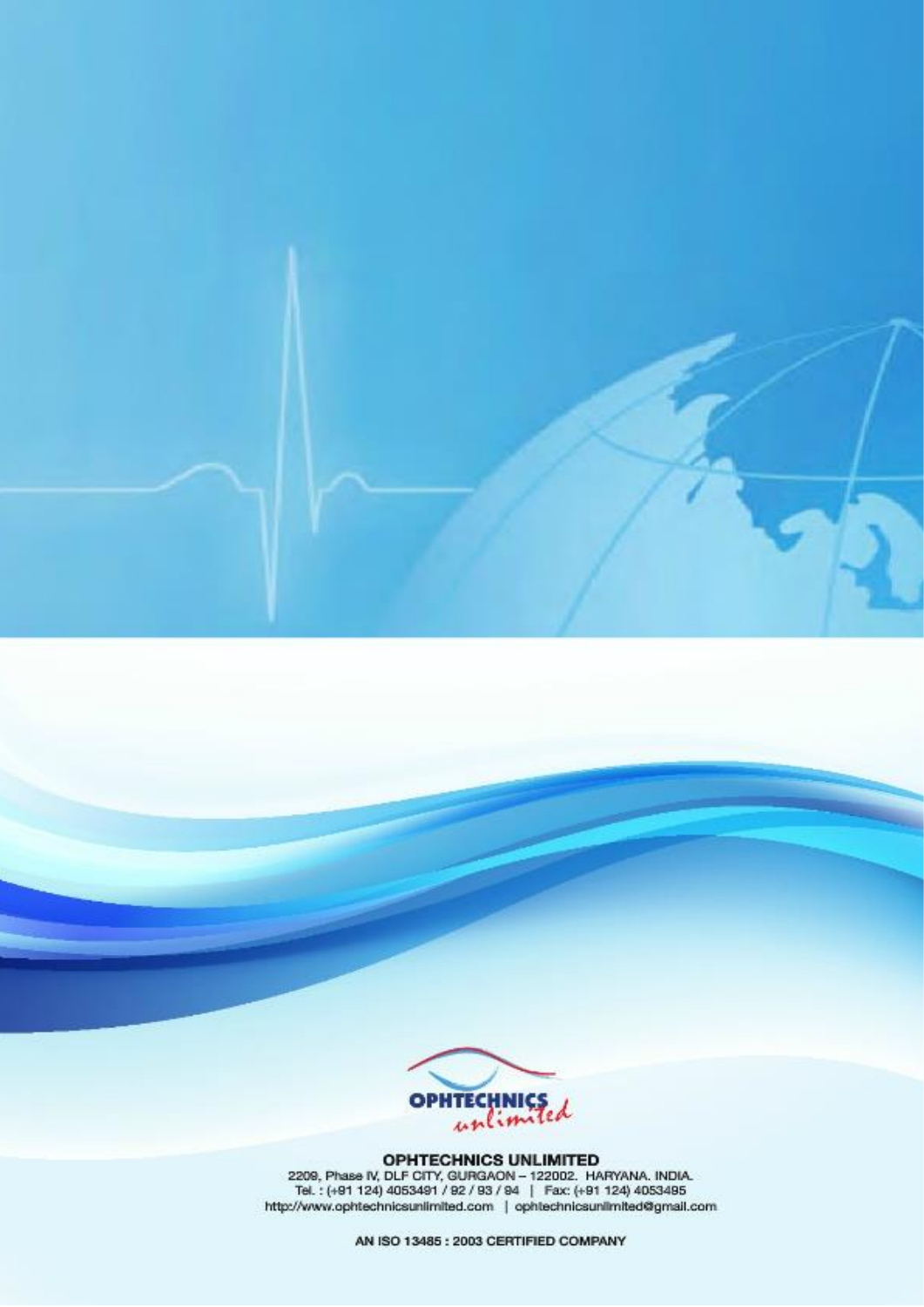OPHTECHNICS *unlimited*

**OPHTECHNICS UNLIMITED**

2209, Phase IV, DLF CITY, GURGAON – 122002. HARYANA. INDIA.

Tel. : (+91 124) 4053491 / 92 / 93 / 94 | Fax: (+91 124) 4053495

http://www.ophtechnicsunlimited.com | ophtechnicsunlimited@gmail.com

AN ISO 13485 : 2003 CERTIFIED COMPANY